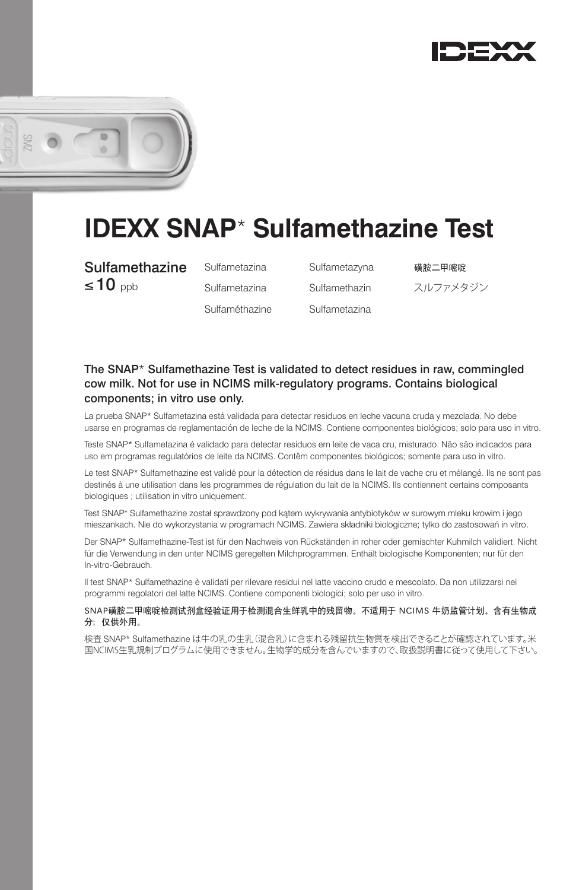IDEXX

# IDEXX SNAP* Sulfamethazine Test

| Sulfamethazine ≤ 10 ppb | Sulfametazina | Sulfametazyna | 磺胺二甲嘧啶 |
| --- | --- | --- | --- |
| | Sulfametazina | Sulfamethazin | スルファメタジン |
| | Sulfaméthazine | Sulfametazina | |

**The SNAP* Sulfamethazine Test is validated to detect residues in raw, commingled cow milk. Not for use in NCIMS milk-regulatory programs. Contains biological components; in vitro use only.**

La prueba SNAP* Sulfametazina está validada para detectar residuos en leche vacuna cruda y mezclada. No debe usarse en programas de reglamentación de leche de la NCIMS. Contiene componentes biológicos; solo para uso in vitro.

Teste SNAP* Sulfametazina é validado para detectar resíduos em leite de vaca cru, misturado. Não são indicados para uso em programas regulatórios de leite da NCIMS. Contêm componentes biológicos; somente para uso in vitro.

Le test SNAP* Sulfamethazine est validé pour la détection de résidus dans le lait de vache cru et mélangé. Ils ne sont pas destinés à une utilisation dans les programmes de régulation du lait de la NCIMS. Ils contiennent certains composants biologiques ; utilisation in vitro uniquement.

Test SNAP* Sulfamethazine został sprawdzony pod kątem wykrywania antybiotyków w surowym mleku krowim i jego mieszankach. Nie do wykorzystania w programach NCIMS. Zawiera składniki biologiczne; tylko do zastosowań in vitro.

Der SNAP* Sulfamethazine-Test ist für den Nachweis von Rückständen in roher oder gemischter Kuhmilch validiert. Nicht für die Verwendung in den unter NCIMS geregelten Milchprogrammen. Enthält biologische Komponenten; nur für den In-vitro-Gebrauch.

Il test SNAP* Sulfamethazine è validati per rilevare residui nel latte vaccino crudo e mescolato. Da non utilizzarsi nei programmi regolatori del latte NCIMS. Contiene componenti biologici; solo per uso in vitro.

SNAP磺胺二甲嘧啶检测试剂盒经验证用于检测混合生鲜乳中的残留物。不适用于 NCIMS 牛奶监管计划。含有生物成分；仅供外用。

検査 SNAP* Sulfamethazine は牛の乳の生乳（混合乳）に含まれる残留抗生物質を検出できることが確認されています。米国NCIMS生乳規制プログラムに使用できません。生物学的成分を含んでいますので、取扱説明書に従って使用して下さい。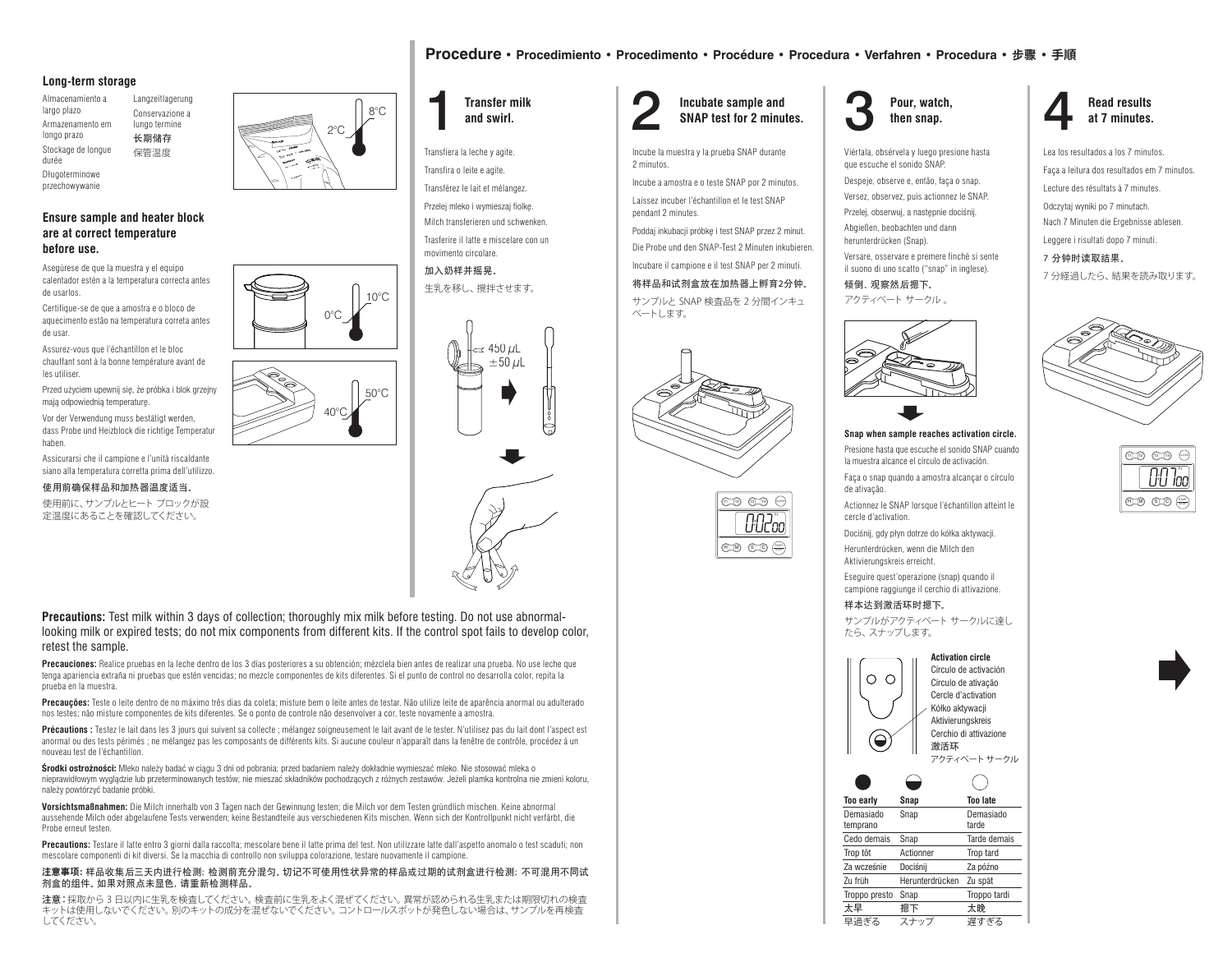## Long-term storage

Almacenamiento a largo plazo

Armazenamento em longo prazo

Stockage de longue durée

Długoterminowe przechowywanie

Langzeitlagerung

Conservazione a lungo termine

长期储存

保管温度

2°C 8°C

### Ensure sample and heater block are at correct temperature before use.

Asegúrese de que la muestra y el equipo calentador estén a la temperatura correcta antes de usarlos.

Certifique-se de que a amostra e o bloco de aquecimento estão na temperatura correta antes de usar.

Assurez-vous que l'échantillon et le bloc chauffant sont à la bonne température avant de les utiliser.

Przed użyciem upewnij się, że próbka i blok grzejny mają odpowiednią temperaturę.

Vor der Verwendung muss bestätigt werden, dass Probe und Heizblock die richtige Temperatur haben.

Assicurarsi che il campione e l'unità riscaldante siano alla temperatura corretta prima dell'utilizzo.

使用前确保样品和加热器温度适当。

使用前に、サンプルとヒート ブロックが設定温度にあることを確認してください。

0°C 10°C

40°C 50°C

# Procedure • Procedimiento • Procedimento • Procédure • Procedura • Verfahren • Procedura • 步骤 • 手順

## 1 Transfer milk and swirl.

Transfiera la leche y agite.

Transfira o leite e agite.

Transférez le lait et mélangez.

Przelej mleko i wymieszaj fiolkę.

Milch transferieren und schwenken.

Trasferire il latte e miscelare con un movimento circolare.

加入奶样并摇晃。

生乳を移し、攪拌させます。

450 $\mu$L $\pm$50 $\mu$L

## 2 Incubate sample and SNAP test for 2 minutes.

Incube la muestra y la prueba SNAP durante 2 minutos.

Incube a amostra e o teste SNAP por 2 minutos.

Laissez incuber l'échantillon et le test SNAP pendant 2 minutes.

Poddaj inkubacji próbkę i test SNAP przez 2 minut.

Die Probe und den SNAP-Test 2 Minuten inkubieren.

Incubare il campione e il test SNAP per 2 minuti.

将样品和试剂盒放在加热器上孵育2分钟。

サンプルと SNAP 検査品を 2 分間インキュベートします。

0:02:00

## 3 Pour, watch, then snap.

Viértala, obsérvela y luego presione hasta que escuche el sonido SNAP.

Despeje, observe e, então, faça o snap.

Versez, observez, puis actionnez le SNAP.

Przelej, obserwuj, a następnie dociśnij.

Abgießen, beobachten und dann herunterdrücken (Snap).

Versare, osservare e premere finché si sente il suono di uno scatto ("snap" in inglese).

倾倒、观察然后揿下。

アクティベート サークル 。

### Snap when sample reaches activation circle.

Presione hasta que escuche el sonido SNAP cuando la muestra alcance el círculo de activación.

Faça o snap quando a amostra alcançar o círculo de ativação.

Actionnez le SNAP lorsque l'échantillon atteint le cercle d'activation.

Dociśnij, gdy płyn dotrze do kółka aktywacji.

Herunterdrücken, wenn die Milch den Aktivierungskreis erreicht.

Eseguire quest'operazione (snap) quando il campione raggiunge il cerchio di attivazione.

样本达到激活环时揿下。

サンプルがアクティベート サークルに達したら、スナップします。

**Activation circle**

Círculo de activación

Círculo de ativação

Cercle d'activation

Kółko aktywacji

Aktivierungskreis

Cerchio di attivazione

激活环

アクティベート サークル

| Too early | Snap | Too late |
|---|---|---|
| Demasiado temprano | Snap | Demasiado tarde |
| Cedo demais | Snap | Tarde demais |
| Trop tôt | Actionner | Trop tard |
| Za wcześnie | Dociśnij | Za późno |
| Zu früh | Herunterdrücken | Zu spät |
| Troppo presto | Snap | Troppo tardi |
| 太早 | 揿下 | 太晚 |
| 早過ぎる | スナップ | 遅すぎる |

## 4 Read results at 7 minutes.

Lea los resultados a los 7 minutos.

Faça a leitura dos resultados em 7 minutos.

Lecture des résultats à 7 minutes.

Odczytaj wyniki po 7 minutach.

Nach 7 Minuten die Ergebnisse ablesen.

Leggere i risultati dopo 7 minuti.

7 分钟时读取结果。

7 分経過したら、結果を読み取ります。

0:07:00

**Precautions:** Test milk within 3 days of collection; thoroughly mix milk before testing. Do not use abnormal-looking milk or expired tests; do not mix components from different kits. If the control spot fails to develop color, retest the sample.

**Precauciones:** Realice pruebas en la leche dentro de los 3 días posteriores a su obtención; mézclela bien antes de realizar una prueba. No use leche que tenga apariencia extraña ni pruebas que estén vencidas; no mezcle componentes de kits diferentes. Si el punto de control no desarrolla color, repita la prueba en la muestra.

**Precauções:** Teste o leite dentro de no máximo três dias da coleta; misture bem o leite antes de testar. Não utilize leite de aparência anormal ou adulterado nos testes; não misture componentes de kits diferentes. Se o ponto de controle não desenvolver a cor, teste novamente a amostra.

**Précautions :** Testez le lait dans les 3 jours qui suivent sa collecte ; mélangez soigneusement le lait avant de le tester. N'utilisez pas du lait dont l'aspect est anormal ou des tests périmés ; ne mélangez pas les composants de différents kits. Si aucune couleur n'apparaît dans la fenêtre de contrôle, procédez à un nouveau test de l'échantillon.

**Środki ostrożności:** Mleko należy badać w ciągu 3 dni od pobrania; przed badaniem należy dokładnie wymieszać mleko. Nie stosować mleka o nieprawidłowym wyglądzie lub przeterminowanych testów; nie mieszać składników pochodzących z różnych zestawów. Jeżeli plamka kontrolna nie zmieni koloru, należy powtórzyć badanie próbki.

**Vorsichtsmaßnahmen:** Die Milch innerhalb von 3 Tagen nach der Gewinnung testen; die Milch vor dem Testen gründlich mischen. Keine abnormal aussehende Milch oder abgelaufene Tests verwenden; keine Bestandteile aus verschiedenen Kits mischen. Wenn sich der Kontrollpunkt nicht verfärbt, die Probe erneut testen.

**Precautions:** Testare il latte entro 3 giorni dalla raccolta; mescolare bene il latte prima del test. Non utilizzare latte dall'aspetto anomalo o test scaduti; non mescolare componenti di kit diversi. Se la macchia di controllo non sviluppa colorazione, testare nuovamente il campione.

**注意事项：**样品收集后三天内进行检测；检测前充分混匀。切记不可使用性状异常的样品或过期的试剂盒进行检测；不可混用不同试剂盒的组件。如果对照点未显色，请重新检测样品。

**注意：**採取から 3 日以内に生乳を検査してください。検査前に生乳をよく混ぜてください。異常が認められる生乳または期限切れの検査キットは使用しないでください。別のキットの成分を混ぜないでください。コントロールスポットが発色しない場合は、サンプルを再検査してください。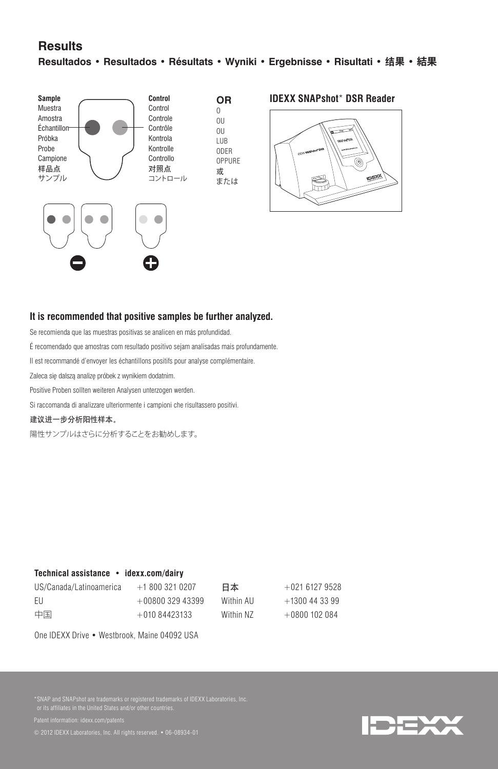## Results

**Resultados • Resultados • Résultats • Wyniki • Ergebnisse • Risultati • 结果 • 結果**

**Sample**
Muestra
Amostra
Échantillon
Próbka
Probe
Campione
样品点
サンプル

**Control**
Control
Controle
Contrôle
Kontrola
Kontrolle
Controllo
对照点
コントロール

**OR**
O
OU
OU
LUB
ODER
OPPURE
或
または

**IDEXX SNAPshot* DSR Reader**

**It is recommended that positive samples be further analyzed.**

Se recomienda que las muestras positivas se analicen en más profundidad.

É recomendado que amostras com resultado positivo sejam analisadas mais profundamente.

Il est recommandé d'envoyer les échantillons positifs pour analyse complémentaire.

Zaleca się dalszą analizę próbek z wynikiem dodatnim.

Positive Proben sollten weiteren Analysen unterzogen werden.

Si raccomanda di analizzare ulteriormente i campioni che risultassero positivi.

建议进一步分析阳性样本。

陽性サンプルはさらに分析することをお勧めします。

**Technical assistance • idexx.com/dairy**

| | | | |
|---|---|---|---|
| US/Canada/Latinoamerica | +1 800 321 0207 | 日本 | +021 6127 9528 |
| EU | +00800 329 43399 | Within AU | +1300 44 33 99 |
| 中国 | +010 84423133 | Within NZ | +0800 102 084 |

One IDEXX Drive • Westbrook, Maine 04092 USA

*SNAP and SNAPshot are trademarks or registered trademarks of IDEXX Laboratories, Inc. or its affiliates in the United States and/or other countries.

Patent information: idexx.com/patents

© 2012 IDEXX Laboratories, Inc. All rights reserved. • 06-08934-01